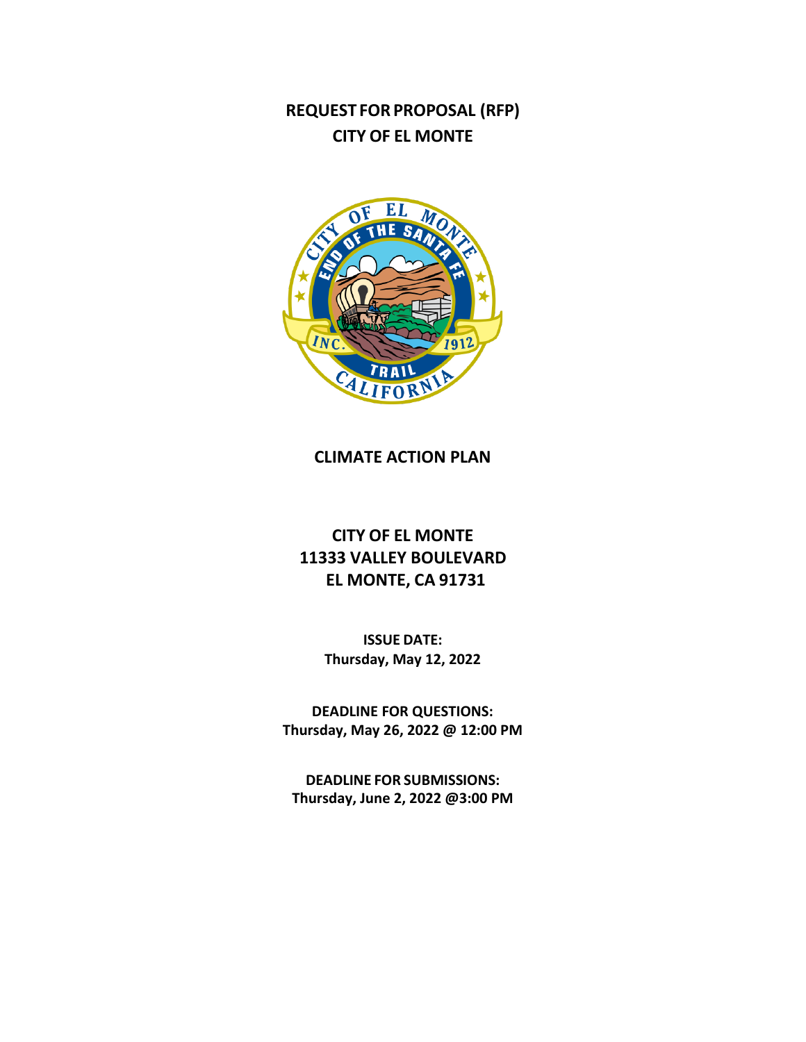# REQUEST FOR PROPOSAL (RFP)
# CITY OF EL MONTE

## CLIMATE ACTION PLAN

**CITY OF EL MONTE**
**11333 VALLEY BOULEVARD**
**EL MONTE, CA 91731**

**ISSUE DATE:**
**Thursday, May 12, 2022**

**DEADLINE FOR QUESTIONS:**
**Thursday, May 26, 2022 @ 12:00 PM**

**DEADLINE FOR SUBMISSIONS:**
**Thursday, June 2, 2022 @3:00 PM**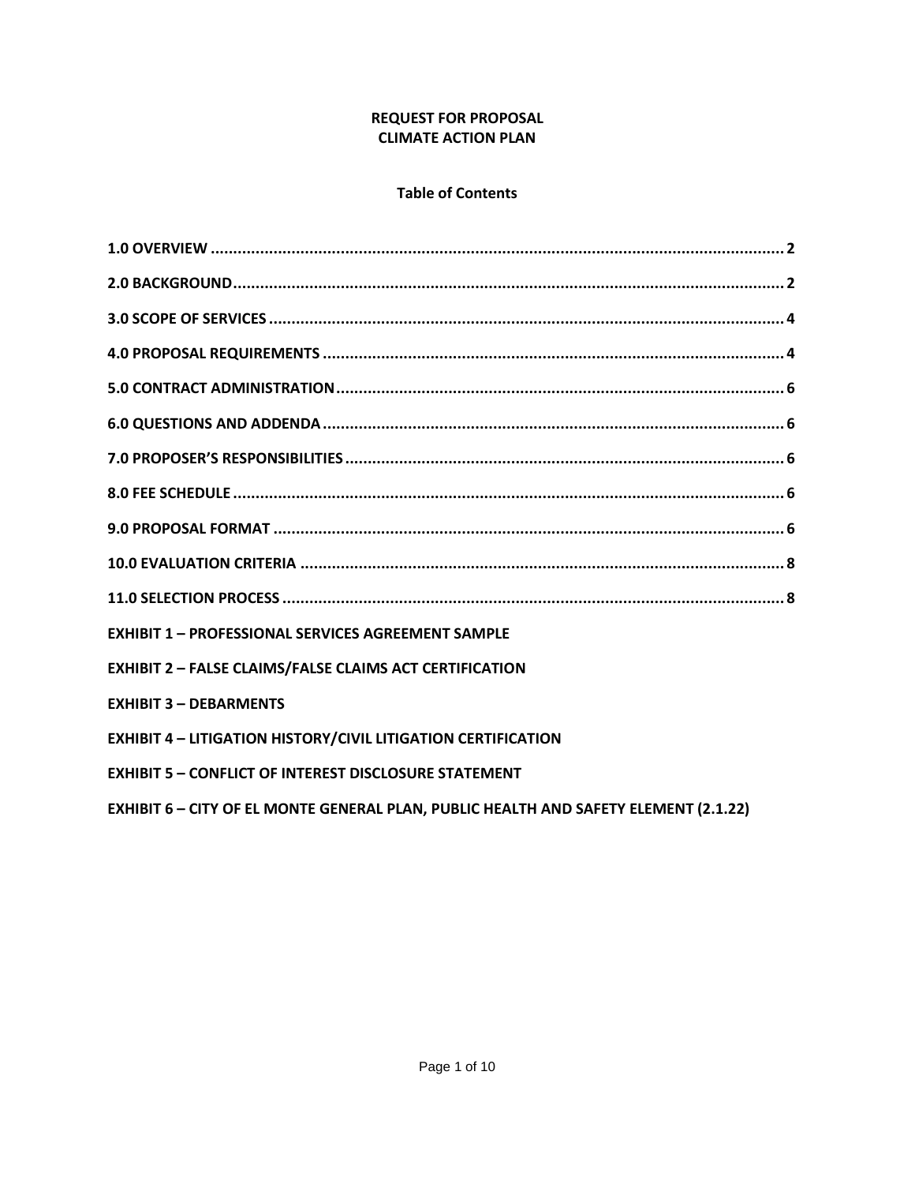**REQUEST FOR PROPOSAL**
**CLIMATE ACTION PLAN**

**Table of Contents**

**1.0 OVERVIEW** ........................................................................ **2**

**2.0 BACKGROUND** ........................................................................ **2**

**3.0 SCOPE OF SERVICES** ........................................................................ **4**

**4.0 PROPOSAL REQUIREMENTS** ........................................................................ **4**

**5.0 CONTRACT ADMINISTRATION** ........................................................................ **6**

**6.0 QUESTIONS AND ADDENDA** ........................................................................ **6**

**7.0 PROPOSER'S RESPONSIBILITIES** ........................................................................ **6**

**8.0 FEE SCHEDULE** ........................................................................ **6**

**9.0 PROPOSAL FORMAT** ........................................................................ **6**

**10.0 EVALUATION CRITERIA** ........................................................................ **8**

**11.0 SELECTION PROCESS** ........................................................................ **8**

**EXHIBIT 1 – PROFESSIONAL SERVICES AGREEMENT SAMPLE**

**EXHIBIT 2 – FALSE CLAIMS/FALSE CLAIMS ACT CERTIFICATION**

**EXHIBIT 3 – DEBARMENTS**

**EXHIBIT 4 – LITIGATION HISTORY/CIVIL LITIGATION CERTIFICATION**

**EXHIBIT 5 – CONFLICT OF INTEREST DISCLOSURE STATEMENT**

**EXHIBIT 6 – CITY OF EL MONTE GENERAL PLAN, PUBLIC HEALTH AND SAFETY ELEMENT (2.1.22)**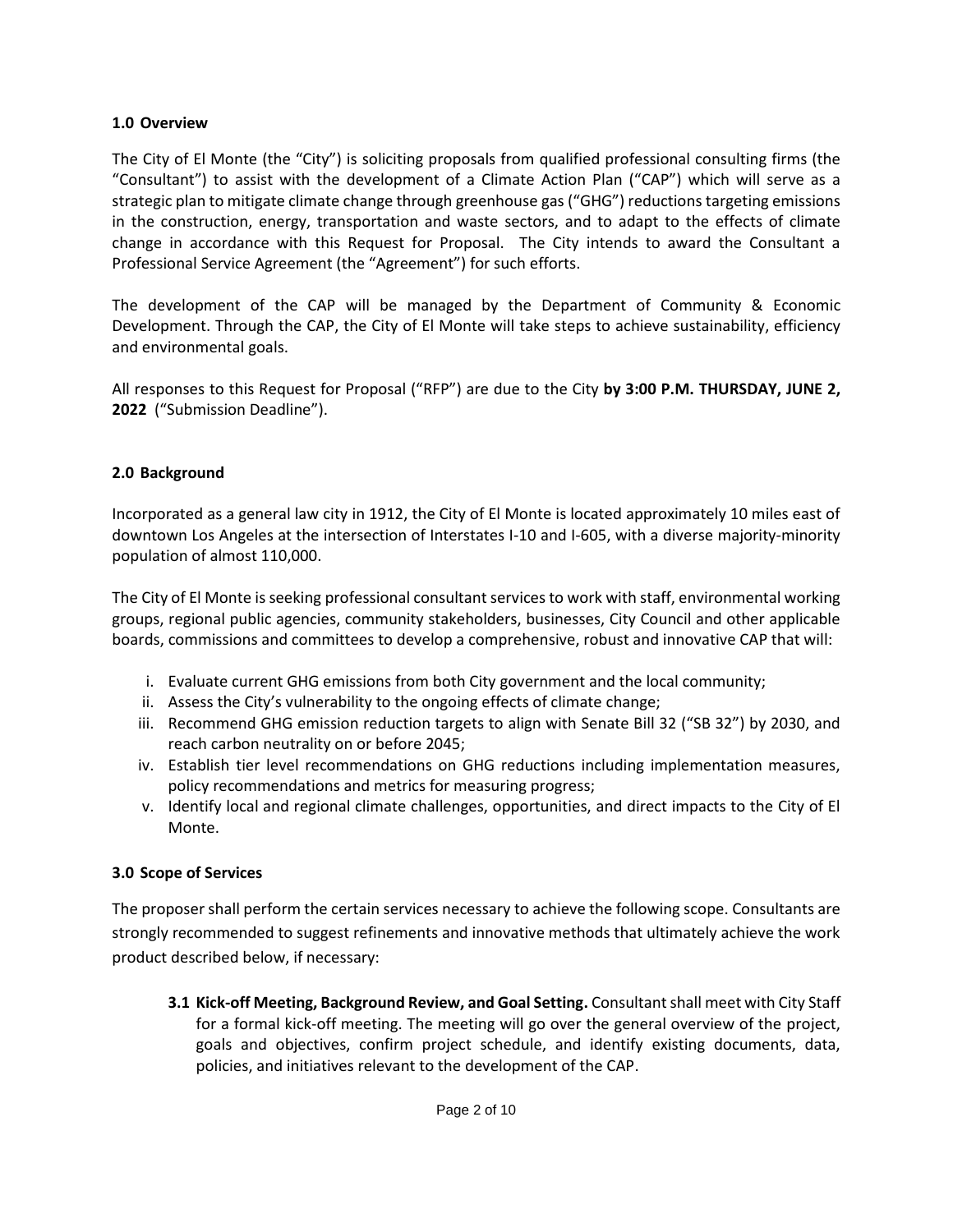## 1.0 Overview

The City of El Monte (the "City") is soliciting proposals from qualified professional consulting firms (the "Consultant") to assist with the development of a Climate Action Plan ("CAP") which will serve as a strategic plan to mitigate climate change through greenhouse gas ("GHG") reductions targeting emissions in the construction, energy, transportation and waste sectors, and to adapt to the effects of climate change in accordance with this Request for Proposal. The City intends to award the Consultant a Professional Service Agreement (the "Agreement") for such efforts.

The development of the CAP will be managed by the Department of Community & Economic Development. Through the CAP, the City of El Monte will take steps to achieve sustainability, efficiency and environmental goals.

All responses to this Request for Proposal ("RFP") are due to the City **by 3:00 P.M. THURSDAY, JUNE 2, 2022** ("Submission Deadline").

## 2.0 Background

Incorporated as a general law city in 1912, the City of El Monte is located approximately 10 miles east of downtown Los Angeles at the intersection of Interstates I-10 and I-605, with a diverse majority-minority population of almost 110,000.

The City of El Monte is seeking professional consultant services to work with staff, environmental working groups, regional public agencies, community stakeholders, businesses, City Council and other applicable boards, commissions and committees to develop a comprehensive, robust and innovative CAP that will:

i. Evaluate current GHG emissions from both City government and the local community;
ii. Assess the City's vulnerability to the ongoing effects of climate change;
iii. Recommend GHG emission reduction targets to align with Senate Bill 32 ("SB 32") by 2030, and reach carbon neutrality on or before 2045;
iv. Establish tier level recommendations on GHG reductions including implementation measures, policy recommendations and metrics for measuring progress;
v. Identify local and regional climate challenges, opportunities, and direct impacts to the City of El Monte.

## 3.0 Scope of Services

The proposer shall perform the certain services necessary to achieve the following scope. Consultants are strongly recommended to suggest refinements and innovative methods that ultimately achieve the work product described below, if necessary:

**3.1 Kick-off Meeting, Background Review, and Goal Setting.** Consultant shall meet with City Staff for a formal kick-off meeting. The meeting will go over the general overview of the project, goals and objectives, confirm project schedule, and identify existing documents, data, policies, and initiatives relevant to the development of the CAP.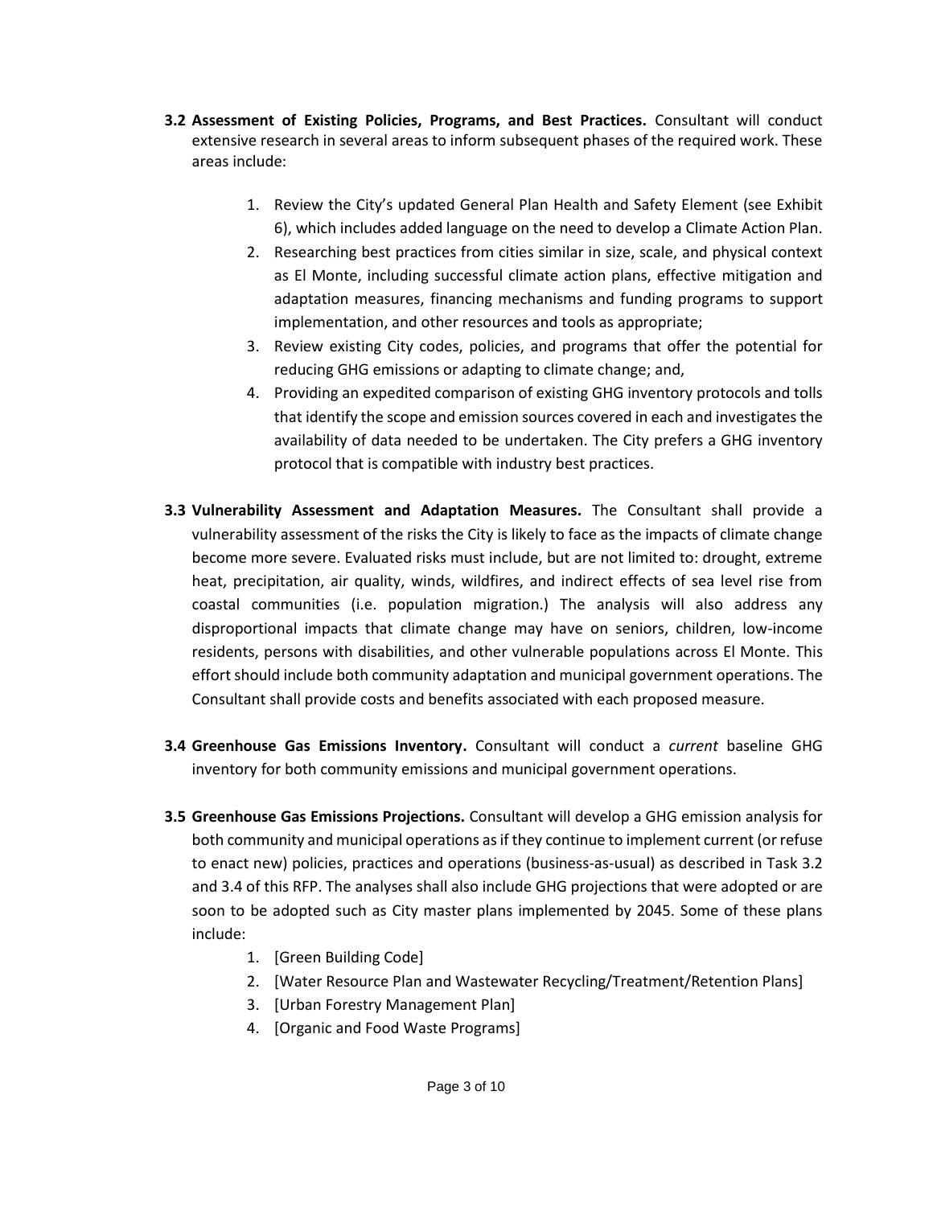**3.2 Assessment of Existing Policies, Programs, and Best Practices.** Consultant will conduct extensive research in several areas to inform subsequent phases of the required work. These areas include:

1. Review the City's updated General Plan Health and Safety Element (see Exhibit 6), which includes added language on the need to develop a Climate Action Plan.
2. Researching best practices from cities similar in size, scale, and physical context as El Monte, including successful climate action plans, effective mitigation and adaptation measures, financing mechanisms and funding programs to support implementation, and other resources and tools as appropriate;
3. Review existing City codes, policies, and programs that offer the potential for reducing GHG emissions or adapting to climate change; and,
4. Providing an expedited comparison of existing GHG inventory protocols and tolls that identify the scope and emission sources covered in each and investigates the availability of data needed to be undertaken. The City prefers a GHG inventory protocol that is compatible with industry best practices.

**3.3 Vulnerability Assessment and Adaptation Measures.** The Consultant shall provide a vulnerability assessment of the risks the City is likely to face as the impacts of climate change become more severe. Evaluated risks must include, but are not limited to: drought, extreme heat, precipitation, air quality, winds, wildfires, and indirect effects of sea level rise from coastal communities (i.e. population migration.) The analysis will also address any disproportional impacts that climate change may have on seniors, children, low-income residents, persons with disabilities, and other vulnerable populations across El Monte. This effort should include both community adaptation and municipal government operations. The Consultant shall provide costs and benefits associated with each proposed measure.

**3.4 Greenhouse Gas Emissions Inventory.** Consultant will conduct a *current* baseline GHG inventory for both community emissions and municipal government operations.

**3.5 Greenhouse Gas Emissions Projections.** Consultant will develop a GHG emission analysis for both community and municipal operations as if they continue to implement current (or refuse to enact new) policies, practices and operations (business-as-usual) as described in Task 3.2 and 3.4 of this RFP. The analyses shall also include GHG projections that were adopted or are soon to be adopted such as City master plans implemented by 2045. Some of these plans include:

1. [Green Building Code]
2. [Water Resource Plan and Wastewater Recycling/Treatment/Retention Plans]
3. [Urban Forestry Management Plan]
4. [Organic and Food Waste Programs]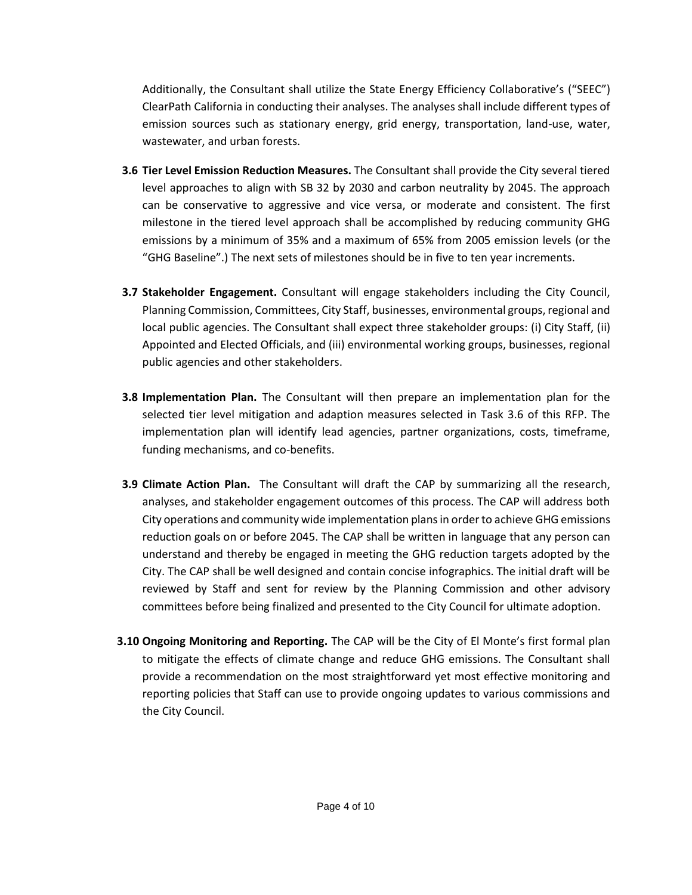Additionally, the Consultant shall utilize the State Energy Efficiency Collaborative's ("SEEC") ClearPath California in conducting their analyses. The analyses shall include different types of emission sources such as stationary energy, grid energy, transportation, land-use, water, wastewater, and urban forests.

**3.6 Tier Level Emission Reduction Measures.** The Consultant shall provide the City several tiered level approaches to align with SB 32 by 2030 and carbon neutrality by 2045. The approach can be conservative to aggressive and vice versa, or moderate and consistent. The first milestone in the tiered level approach shall be accomplished by reducing community GHG emissions by a minimum of 35% and a maximum of 65% from 2005 emission levels (or the "GHG Baseline".) The next sets of milestones should be in five to ten year increments.

**3.7 Stakeholder Engagement.** Consultant will engage stakeholders including the City Council, Planning Commission, Committees, City Staff, businesses, environmental groups, regional and local public agencies. The Consultant shall expect three stakeholder groups: (i) City Staff, (ii) Appointed and Elected Officials, and (iii) environmental working groups, businesses, regional public agencies and other stakeholders.

**3.8 Implementation Plan.** The Consultant will then prepare an implementation plan for the selected tier level mitigation and adaption measures selected in Task 3.6 of this RFP. The implementation plan will identify lead agencies, partner organizations, costs, timeframe, funding mechanisms, and co-benefits.

**3.9 Climate Action Plan.** The Consultant will draft the CAP by summarizing all the research, analyses, and stakeholder engagement outcomes of this process. The CAP will address both City operations and community wide implementation plans in order to achieve GHG emissions reduction goals on or before 2045. The CAP shall be written in language that any person can understand and thereby be engaged in meeting the GHG reduction targets adopted by the City. The CAP shall be well designed and contain concise infographics. The initial draft will be reviewed by Staff and sent for review by the Planning Commission and other advisory committees before being finalized and presented to the City Council for ultimate adoption.

**3.10 Ongoing Monitoring and Reporting.** The CAP will be the City of El Monte's first formal plan to mitigate the effects of climate change and reduce GHG emissions. The Consultant shall provide a recommendation on the most straightforward yet most effective monitoring and reporting policies that Staff can use to provide ongoing updates to various commissions and the City Council.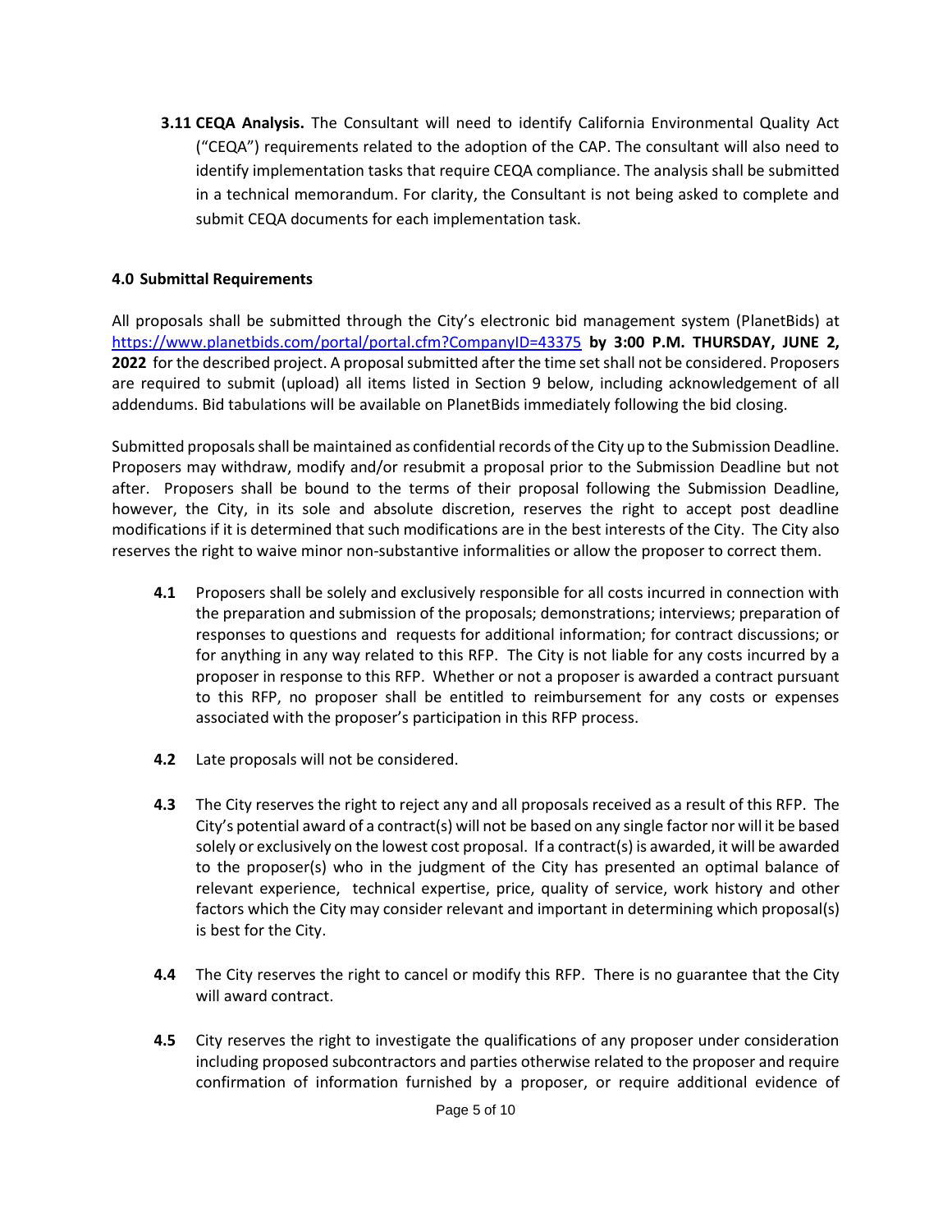**3.11 CEQA Analysis.** The Consultant will need to identify California Environmental Quality Act ("CEQA") requirements related to the adoption of the CAP. The consultant will also need to identify implementation tasks that require CEQA compliance. The analysis shall be submitted in a technical memorandum. For clarity, the Consultant is not being asked to complete and submit CEQA documents for each implementation task.

**4.0 Submittal Requirements**

All proposals shall be submitted through the City's electronic bid management system (PlanetBids) at https://www.planetbids.com/portal/portal.cfm?CompanyID=43375 **by 3:00 P.M. THURSDAY, JUNE 2, 2022** for the described project. A proposal submitted after the time set shall not be considered. Proposers are required to submit (upload) all items listed in Section 9 below, including acknowledgement of all addendums. Bid tabulations will be available on PlanetBids immediately following the bid closing.

Submitted proposals shall be maintained as confidential records of the City up to the Submission Deadline. Proposers may withdraw, modify and/or resubmit a proposal prior to the Submission Deadline but not after. Proposers shall be bound to the terms of their proposal following the Submission Deadline, however, the City, in its sole and absolute discretion, reserves the right to accept post deadline modifications if it is determined that such modifications are in the best interests of the City. The City also reserves the right to waive minor non-substantive informalities or allow the proposer to correct them.

**4.1** Proposers shall be solely and exclusively responsible for all costs incurred in connection with the preparation and submission of the proposals; demonstrations; interviews; preparation of responses to questions and requests for additional information; for contract discussions; or for anything in any way related to this RFP. The City is not liable for any costs incurred by a proposer in response to this RFP. Whether or not a proposer is awarded a contract pursuant to this RFP, no proposer shall be entitled to reimbursement for any costs or expenses associated with the proposer's participation in this RFP process.

**4.2** Late proposals will not be considered.

**4.3** The City reserves the right to reject any and all proposals received as a result of this RFP. The City's potential award of a contract(s) will not be based on any single factor nor will it be based solely or exclusively on the lowest cost proposal. If a contract(s) is awarded, it will be awarded to the proposer(s) who in the judgment of the City has presented an optimal balance of relevant experience, technical expertise, price, quality of service, work history and other factors which the City may consider relevant and important in determining which proposal(s) is best for the City.

**4.4** The City reserves the right to cancel or modify this RFP. There is no guarantee that the City will award contract.

**4.5** City reserves the right to investigate the qualifications of any proposer under consideration including proposed subcontractors and parties otherwise related to the proposer and require confirmation of information furnished by a proposer, or require additional evidence of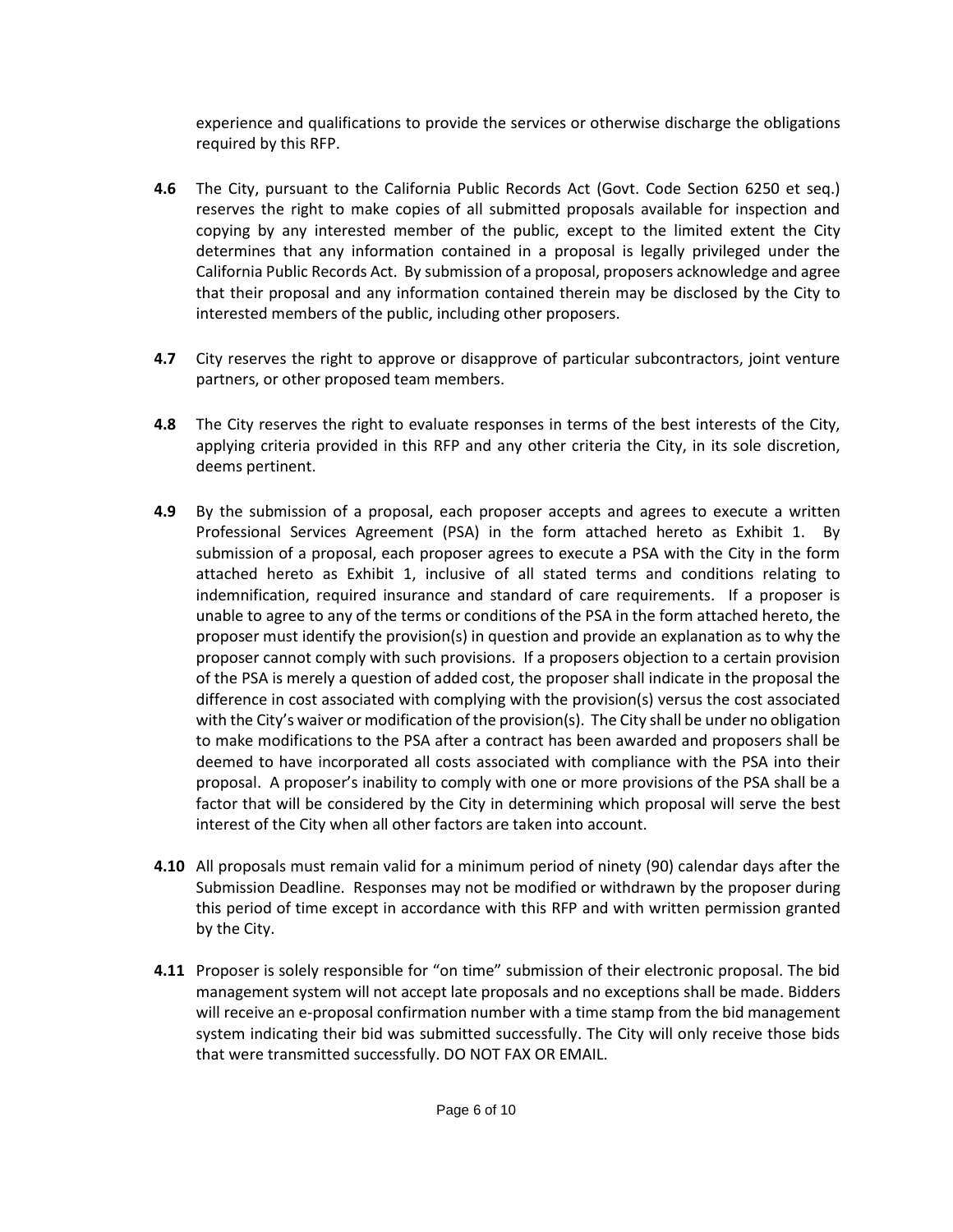experience and qualifications to provide the services or otherwise discharge the obligations required by this RFP.

**4.6** The City, pursuant to the California Public Records Act (Govt. Code Section 6250 et seq.) reserves the right to make copies of all submitted proposals available for inspection and copying by any interested member of the public, except to the limited extent the City determines that any information contained in a proposal is legally privileged under the California Public Records Act. By submission of a proposal, proposers acknowledge and agree that their proposal and any information contained therein may be disclosed by the City to interested members of the public, including other proposers.

**4.7** City reserves the right to approve or disapprove of particular subcontractors, joint venture partners, or other proposed team members.

**4.8** The City reserves the right to evaluate responses in terms of the best interests of the City, applying criteria provided in this RFP and any other criteria the City, in its sole discretion, deems pertinent.

**4.9** By the submission of a proposal, each proposer accepts and agrees to execute a written Professional Services Agreement (PSA) in the form attached hereto as Exhibit 1. By submission of a proposal, each proposer agrees to execute a PSA with the City in the form attached hereto as Exhibit 1, inclusive of all stated terms and conditions relating to indemnification, required insurance and standard of care requirements. If a proposer is unable to agree to any of the terms or conditions of the PSA in the form attached hereto, the proposer must identify the provision(s) in question and provide an explanation as to why the proposer cannot comply with such provisions. If a proposers objection to a certain provision of the PSA is merely a question of added cost, the proposer shall indicate in the proposal the difference in cost associated with complying with the provision(s) versus the cost associated with the City's waiver or modification of the provision(s). The City shall be under no obligation to make modifications to the PSA after a contract has been awarded and proposers shall be deemed to have incorporated all costs associated with compliance with the PSA into their proposal. A proposer's inability to comply with one or more provisions of the PSA shall be a factor that will be considered by the City in determining which proposal will serve the best interest of the City when all other factors are taken into account.

**4.10** All proposals must remain valid for a minimum period of ninety (90) calendar days after the Submission Deadline. Responses may not be modified or withdrawn by the proposer during this period of time except in accordance with this RFP and with written permission granted by the City.

**4.11** Proposer is solely responsible for "on time" submission of their electronic proposal. The bid management system will not accept late proposals and no exceptions shall be made. Bidders will receive an e-proposal confirmation number with a time stamp from the bid management system indicating their bid was submitted successfully. The City will only receive those bids that were transmitted successfully. DO NOT FAX OR EMAIL.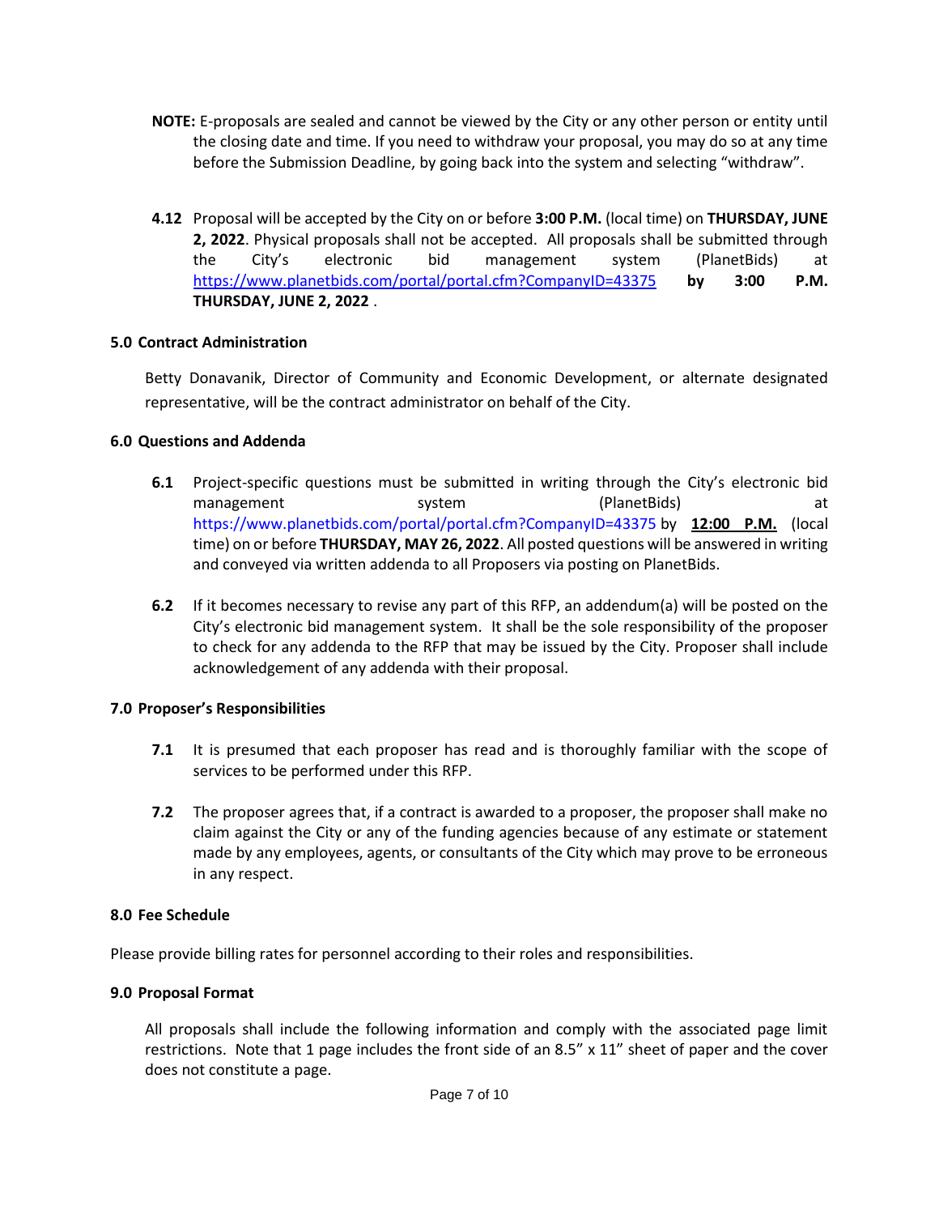**NOTE:** E-proposals are sealed and cannot be viewed by the City or any other person or entity until the closing date and time. If you need to withdraw your proposal, you may do so at any time before the Submission Deadline, by going back into the system and selecting "withdraw".

**4.12** Proposal will be accepted by the City on or before **3:00 P.M.** (local time) on **THURSDAY, JUNE 2, 2022**. Physical proposals shall not be accepted. All proposals shall be submitted through the City's electronic bid management system (PlanetBids) at https://www.planetbids.com/portal/portal.cfm?CompanyID=43375 **by 3:00 P.M. THURSDAY, JUNE 2, 2022** .

## 5.0 Contract Administration

Betty Donavanik, Director of Community and Economic Development, or alternate designated representative, will be the contract administrator on behalf of the City.

## 6.0 Questions and Addenda

**6.1** Project-specific questions must be submitted in writing through the City's electronic bid management system (PlanetBids) at https://www.planetbids.com/portal/portal.cfm?CompanyID=43375 by **12:00 P.M.** (local time) on or before **THURSDAY, MAY 26, 2022**. All posted questions will be answered in writing and conveyed via written addenda to all Proposers via posting on PlanetBids.

**6.2** If it becomes necessary to revise any part of this RFP, an addendum(a) will be posted on the City's electronic bid management system. It shall be the sole responsibility of the proposer to check for any addenda to the RFP that may be issued by the City. Proposer shall include acknowledgement of any addenda with their proposal.

## 7.0 Proposer's Responsibilities

**7.1** It is presumed that each proposer has read and is thoroughly familiar with the scope of services to be performed under this RFP.

**7.2** The proposer agrees that, if a contract is awarded to a proposer, the proposer shall make no claim against the City or any of the funding agencies because of any estimate or statement made by any employees, agents, or consultants of the City which may prove to be erroneous in any respect.

## 8.0 Fee Schedule

Please provide billing rates for personnel according to their roles and responsibilities.

## 9.0 Proposal Format

All proposals shall include the following information and comply with the associated page limit restrictions. Note that 1 page includes the front side of an 8.5" x 11" sheet of paper and the cover does not constitute a page.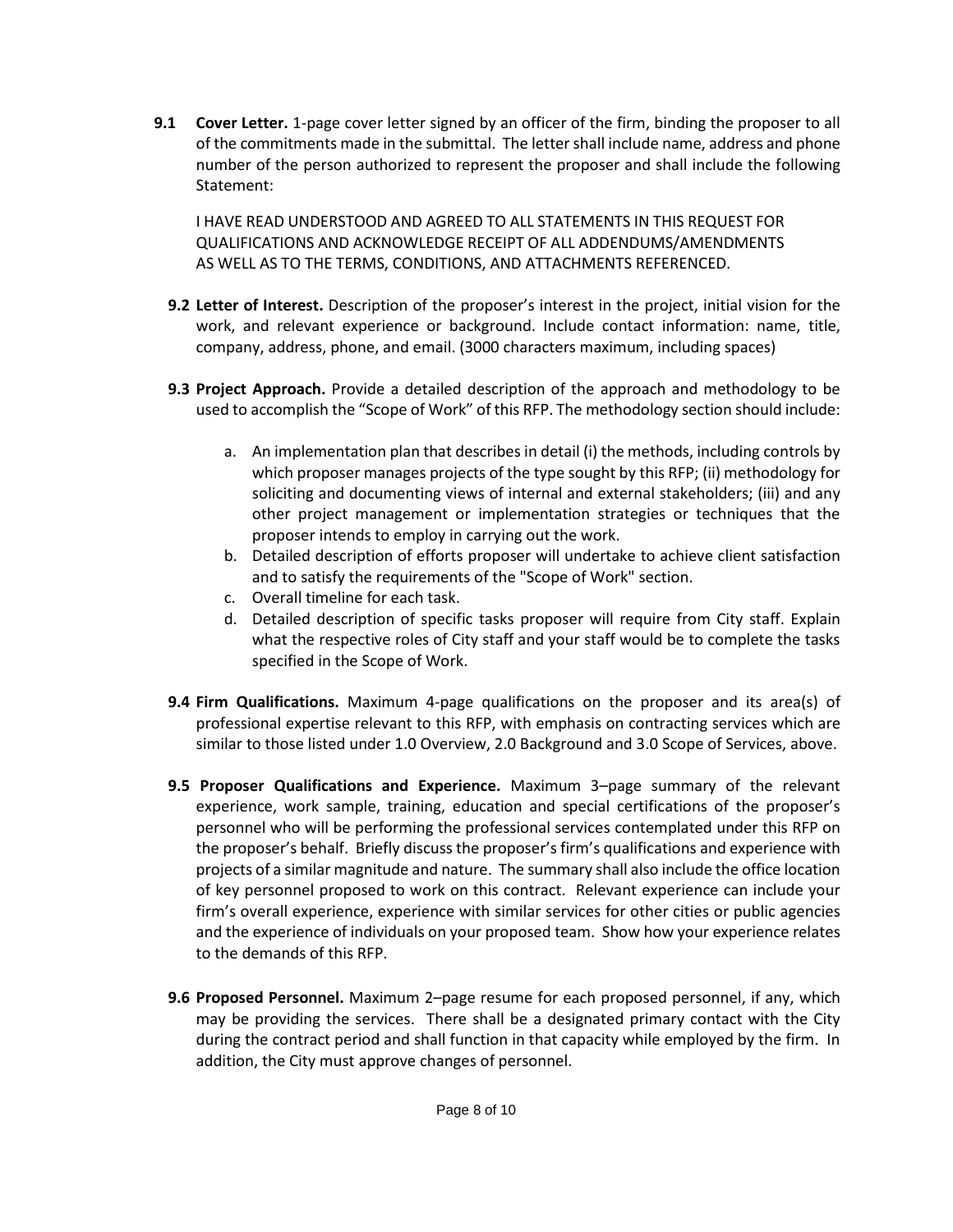**9.1 Cover Letter.** 1-page cover letter signed by an officer of the firm, binding the proposer to all of the commitments made in the submittal. The letter shall include name, address and phone number of the person authorized to represent the proposer and shall include the following Statement:

I HAVE READ UNDERSTOOD AND AGREED TO ALL STATEMENTS IN THIS REQUEST FOR QUALIFICATIONS AND ACKNOWLEDGE RECEIPT OF ALL ADDENDUMS/AMENDMENTS AS WELL AS TO THE TERMS, CONDITIONS, AND ATTACHMENTS REFERENCED.

**9.2 Letter of Interest.** Description of the proposer's interest in the project, initial vision for the work, and relevant experience or background. Include contact information: name, title, company, address, phone, and email. (3000 characters maximum, including spaces)

**9.3 Project Approach.** Provide a detailed description of the approach and methodology to be used to accomplish the "Scope of Work" of this RFP. The methodology section should include:

a. An implementation plan that describes in detail (i) the methods, including controls by which proposer manages projects of the type sought by this RFP; (ii) methodology for soliciting and documenting views of internal and external stakeholders; (iii) and any other project management or implementation strategies or techniques that the proposer intends to employ in carrying out the work.
b. Detailed description of efforts proposer will undertake to achieve client satisfaction and to satisfy the requirements of the "Scope of Work" section.
c. Overall timeline for each task.
d. Detailed description of specific tasks proposer will require from City staff. Explain what the respective roles of City staff and your staff would be to complete the tasks specified in the Scope of Work.

**9.4 Firm Qualifications.** Maximum 4-page qualifications on the proposer and its area(s) of professional expertise relevant to this RFP, with emphasis on contracting services which are similar to those listed under 1.0 Overview, 2.0 Background and 3.0 Scope of Services, above.

**9.5 Proposer Qualifications and Experience.** Maximum 3–page summary of the relevant experience, work sample, training, education and special certifications of the proposer's personnel who will be performing the professional services contemplated under this RFP on the proposer's behalf. Briefly discuss the proposer's firm's qualifications and experience with projects of a similar magnitude and nature. The summary shall also include the office location of key personnel proposed to work on this contract. Relevant experience can include your firm's overall experience, experience with similar services for other cities or public agencies and the experience of individuals on your proposed team. Show how your experience relates to the demands of this RFP.

**9.6 Proposed Personnel.** Maximum 2–page resume for each proposed personnel, if any, which may be providing the services. There shall be a designated primary contact with the City during the contract period and shall function in that capacity while employed by the firm. In addition, the City must approve changes of personnel.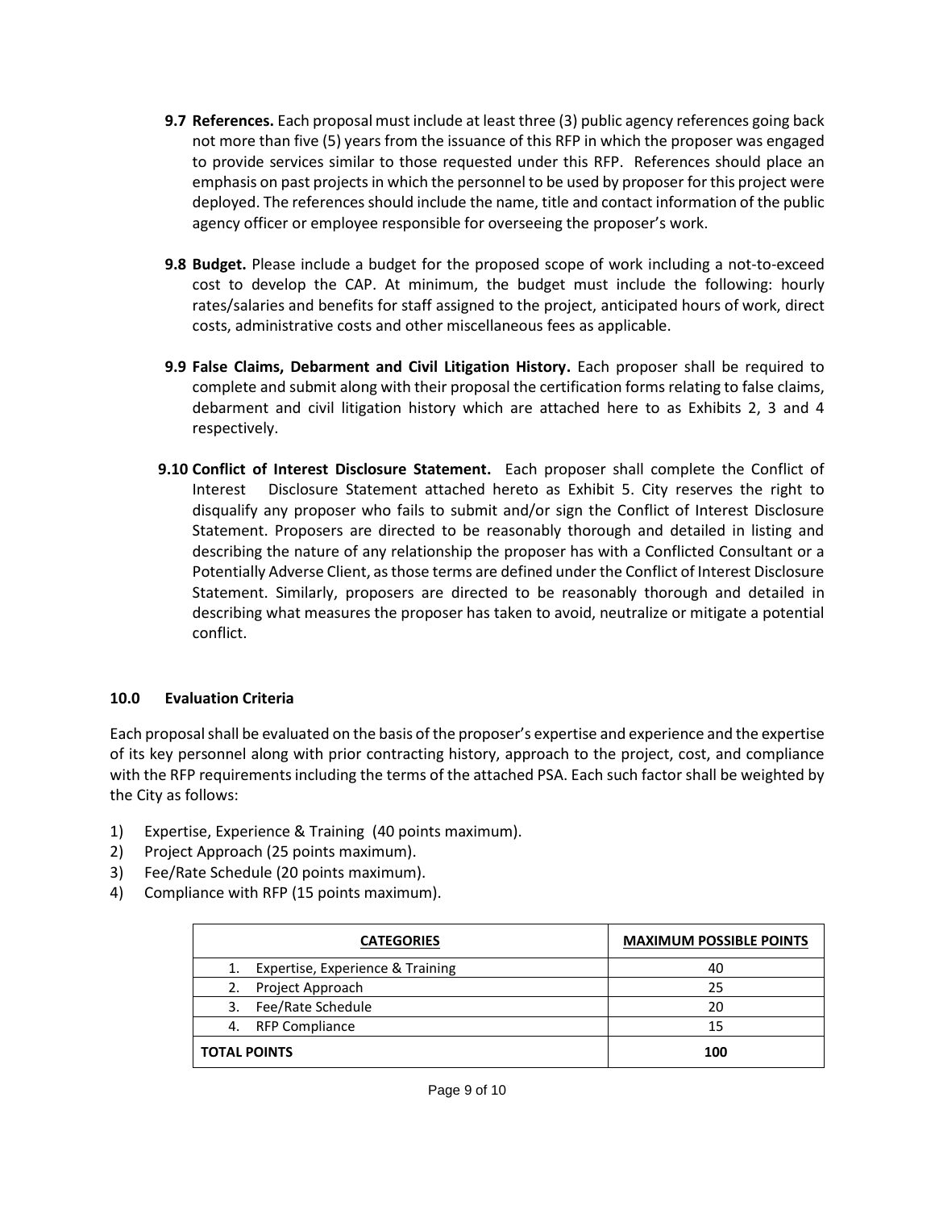**9.7 References.** Each proposal must include at least three (3) public agency references going back not more than five (5) years from the issuance of this RFP in which the proposer was engaged to provide services similar to those requested under this RFP. References should place an emphasis on past projects in which the personnel to be used by proposer for this project were deployed. The references should include the name, title and contact information of the public agency officer or employee responsible for overseeing the proposer's work.

**9.8 Budget.** Please include a budget for the proposed scope of work including a not-to-exceed cost to develop the CAP. At minimum, the budget must include the following: hourly rates/salaries and benefits for staff assigned to the project, anticipated hours of work, direct costs, administrative costs and other miscellaneous fees as applicable.

**9.9 False Claims, Debarment and Civil Litigation History.** Each proposer shall be required to complete and submit along with their proposal the certification forms relating to false claims, debarment and civil litigation history which are attached here to as Exhibits 2, 3 and 4 respectively.

**9.10 Conflict of Interest Disclosure Statement.** Each proposer shall complete the Conflict of Interest Disclosure Statement attached hereto as Exhibit 5. City reserves the right to disqualify any proposer who fails to submit and/or sign the Conflict of Interest Disclosure Statement. Proposers are directed to be reasonably thorough and detailed in listing and describing the nature of any relationship the proposer has with a Conflicted Consultant or a Potentially Adverse Client, as those terms are defined under the Conflict of Interest Disclosure Statement. Similarly, proposers are directed to be reasonably thorough and detailed in describing what measures the proposer has taken to avoid, neutralize or mitigate a potential conflict.

## 10.0 Evaluation Criteria

Each proposal shall be evaluated on the basis of the proposer's expertise and experience and the expertise of its key personnel along with prior contracting history, approach to the project, cost, and compliance with the RFP requirements including the terms of the attached PSA. Each such factor shall be weighted by the City as follows:

1) Expertise, Experience & Training (40 points maximum).
2) Project Approach (25 points maximum).
3) Fee/Rate Schedule (20 points maximum).
4) Compliance with RFP (15 points maximum).

| CATEGORIES | MAXIMUM POSSIBLE POINTS |
|---|---|
| 1. Expertise, Experience & Training | 40 |
| 2. Project Approach | 25 |
| 3. Fee/Rate Schedule | 20 |
| 4. RFP Compliance | 15 |
| **TOTAL POINTS** | **100** |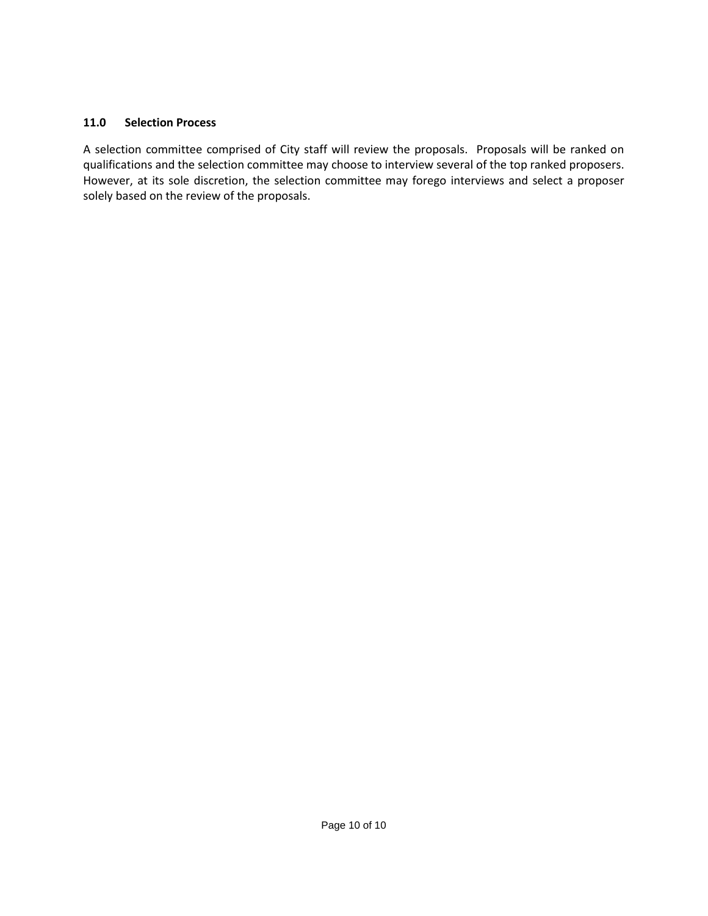### 11.0 Selection Process

A selection committee comprised of City staff will review the proposals. Proposals will be ranked on qualifications and the selection committee may choose to interview several of the top ranked proposers. However, at its sole discretion, the selection committee may forego interviews and select a proposer solely based on the review of the proposals.